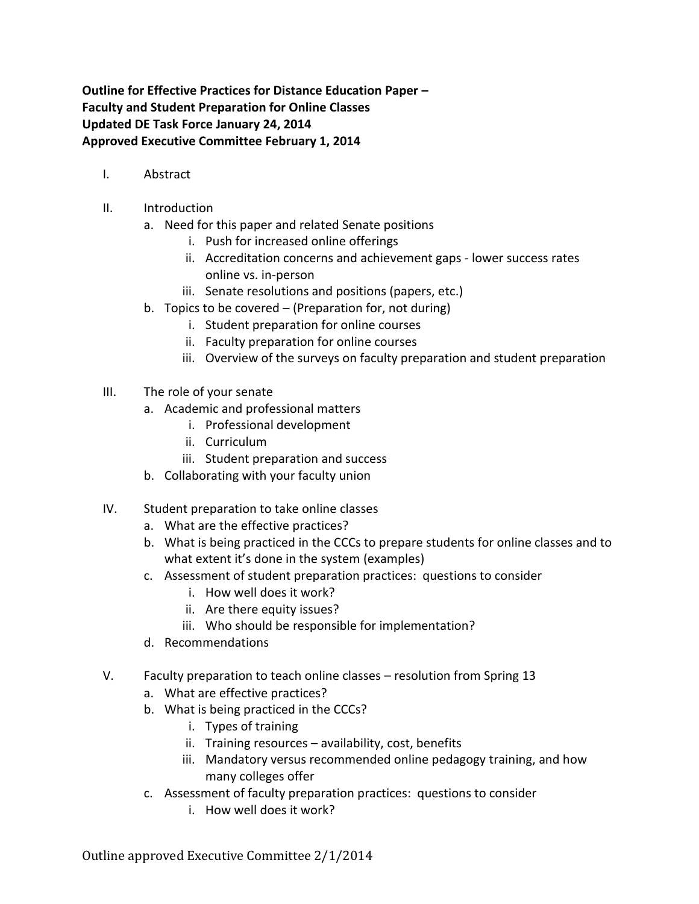**Outline for Effective Practices for Distance Education Paper –**
**Faculty and Student Preparation for Online Classes**
**Updated DE Task Force January 24, 2014**
**Approved Executive Committee February 1, 2014**

I. Abstract

II. Introduction
   a. Need for this paper and related Senate positions
      i. Push for increased online offerings
      ii. Accreditation concerns and achievement gaps - lower success rates online vs. in-person
      iii. Senate resolutions and positions (papers, etc.)
   b. Topics to be covered – (Preparation for, not during)
      i. Student preparation for online courses
      ii. Faculty preparation for online courses
      iii. Overview of the surveys on faculty preparation and student preparation

III. The role of your senate
   a. Academic and professional matters
      i. Professional development
      ii. Curriculum
      iii. Student preparation and success
   b. Collaborating with your faculty union

IV. Student preparation to take online classes
   a. What are the effective practices?
   b. What is being practiced in the CCCs to prepare students for online classes and to what extent it's done in the system (examples)
   c. Assessment of student preparation practices: questions to consider
      i. How well does it work?
      ii. Are there equity issues?
      iii. Who should be responsible for implementation?
   d. Recommendations

V. Faculty preparation to teach online classes – resolution from Spring 13
   a. What are effective practices?
   b. What is being practiced in the CCCs?
      i. Types of training
      ii. Training resources – availability, cost, benefits
      iii. Mandatory versus recommended online pedagogy training, and how many colleges offer
   c. Assessment of faculty preparation practices: questions to consider
      i. How well does it work?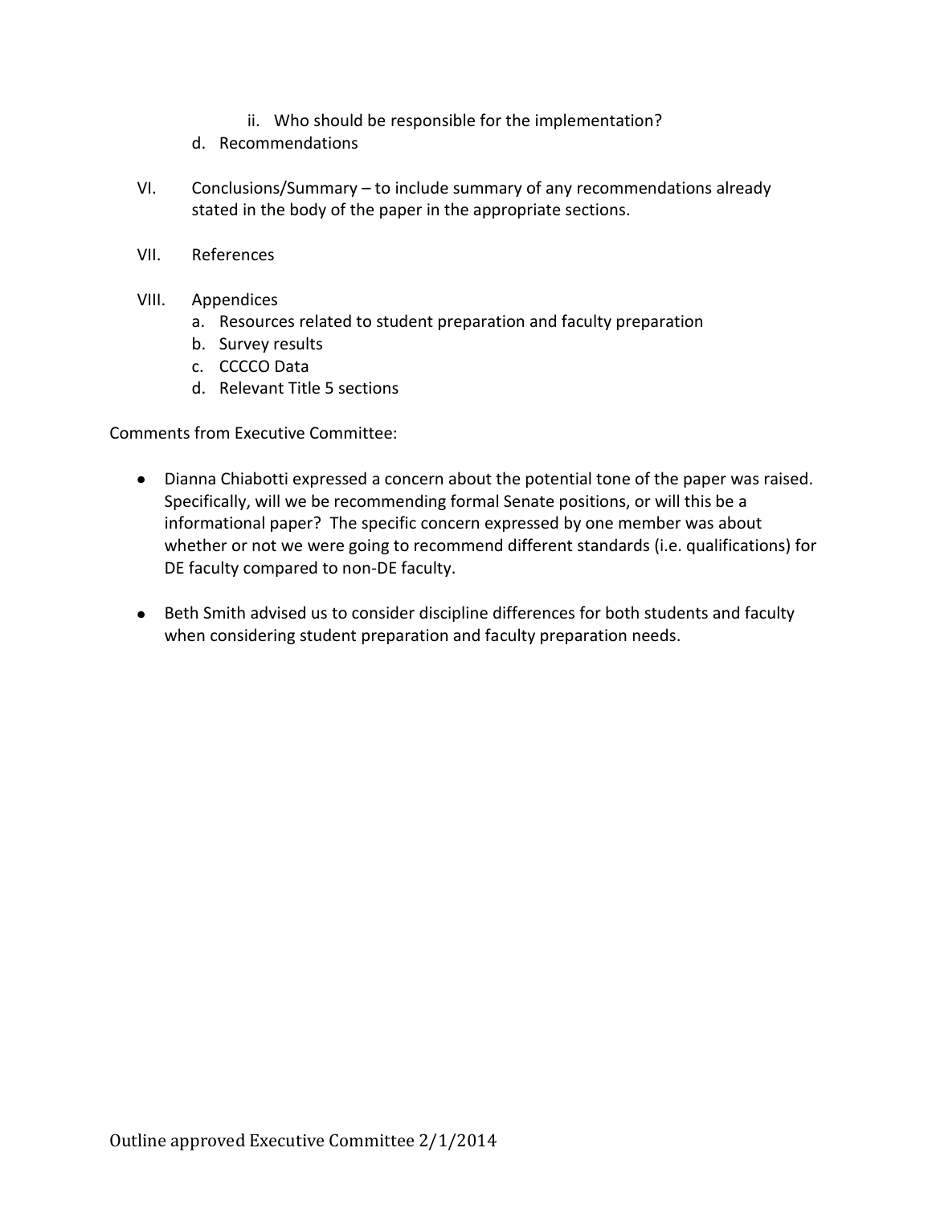ii. Who should be responsible for the implementation?

   d. Recommendations

VI. Conclusions/Summary – to include summary of any recommendations already stated in the body of the paper in the appropriate sections.

VII. References

VIII. Appendices

   a. Resources related to student preparation and faculty preparation
   b. Survey results
   c. CCCCO Data
   d. Relevant Title 5 sections

Comments from Executive Committee:

- Dianna Chiabotti expressed a concern about the potential tone of the paper was raised. Specifically, will we be recommending formal Senate positions, or will this be a informational paper? The specific concern expressed by one member was about whether or not we were going to recommend different standards (i.e. qualifications) for DE faculty compared to non-DE faculty.

- Beth Smith advised us to consider discipline differences for both students and faculty when considering student preparation and faculty preparation needs.

Outline approved Executive Committee 2/1/2014